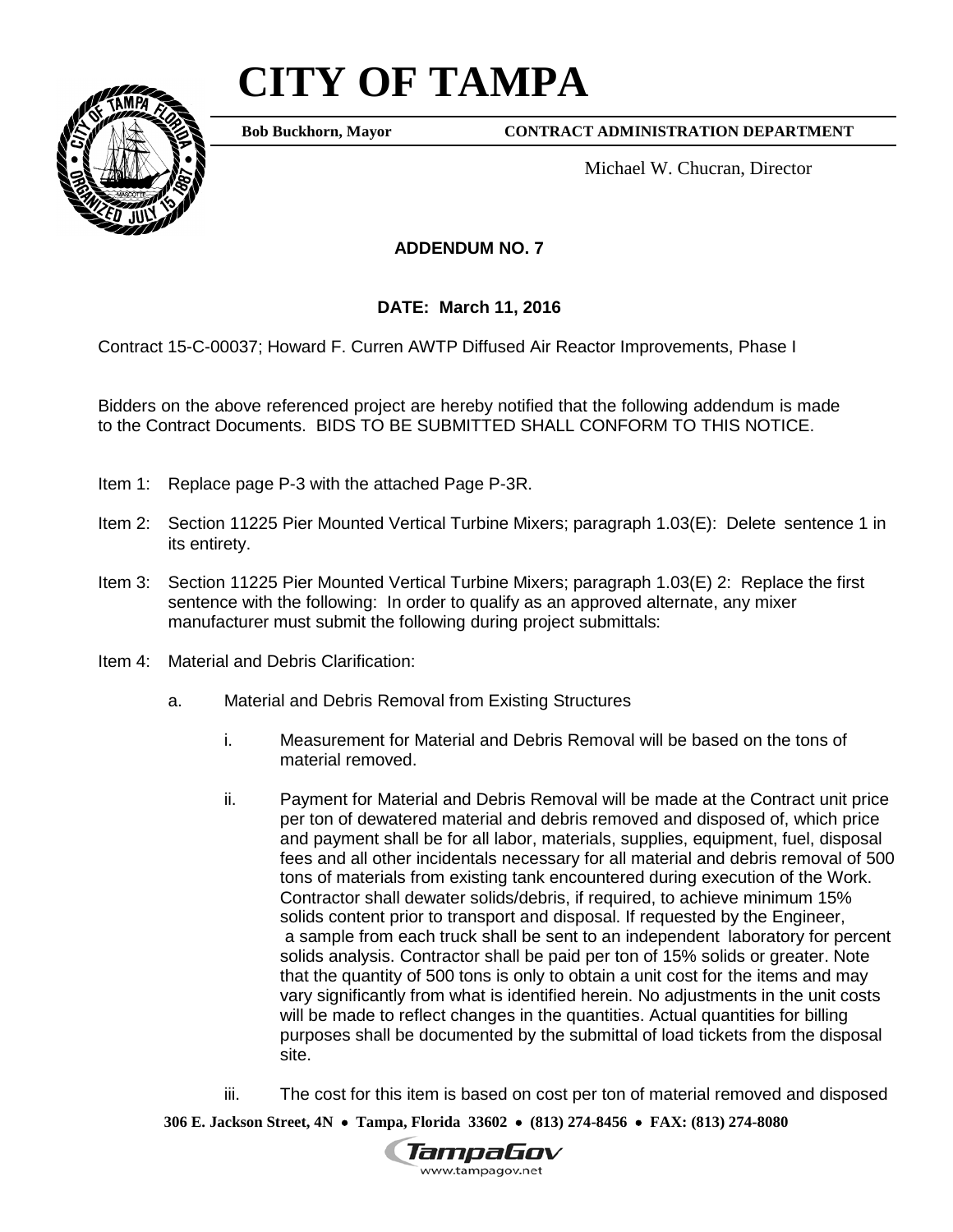# CITY OF TAMPA

**Bob Buckhorn, Mayor** **CONTRACT ADMINISTRATION DEPARTMENT**

Michael W. Chucran, Director

**ADDENDUM NO. 7**

**DATE: March 11, 2016**

Contract 15-C-00037; Howard F. Curren AWTP Diffused Air Reactor Improvements, Phase I

Bidders on the above referenced project are hereby notified that the following addendum is made to the Contract Documents. BIDS TO BE SUBMITTED SHALL CONFORM TO THIS NOTICE.

Item 1: Replace page P-3 with the attached Page P-3R.

Item 2: Section 11225 Pier Mounted Vertical Turbine Mixers; paragraph 1.03(E): Delete sentence 1 in its entirety.

Item 3: Section 11225 Pier Mounted Vertical Turbine Mixers; paragraph 1.03(E) 2: Replace the first sentence with the following: In order to qualify as an approved alternate, any mixer manufacturer must submit the following during project submittals:

Item 4: Material and Debris Clarification:

a. Material and Debris Removal from Existing Structures

i. Measurement for Material and Debris Removal will be based on the tons of material removed.

ii. Payment for Material and Debris Removal will be made at the Contract unit price per ton of dewatered material and debris removed and disposed of, which price and payment shall be for all labor, materials, supplies, equipment, fuel, disposal fees and all other incidentals necessary for all material and debris removal of 500 tons of materials from existing tank encountered during execution of the Work. Contractor shall dewater solids/debris, if required, to achieve minimum 15% solids content prior to transport and disposal. If requested by the Engineer, a sample from each truck shall be sent to an independent laboratory for percent solids analysis. Contractor shall be paid per ton of 15% solids or greater. Note that the quantity of 500 tons is only to obtain a unit cost for the items and may vary significantly from what is identified herein. No adjustments in the unit costs will be made to reflect changes in the quantities. Actual quantities for billing purposes shall be documented by the submittal of load tickets from the disposal site.

iii. The cost for this item is based on cost per ton of material removed and disposed

**306 E. Jackson Street, 4N • Tampa, Florida 33602 • (813) 274-8456 • FAX: (813) 274-8080**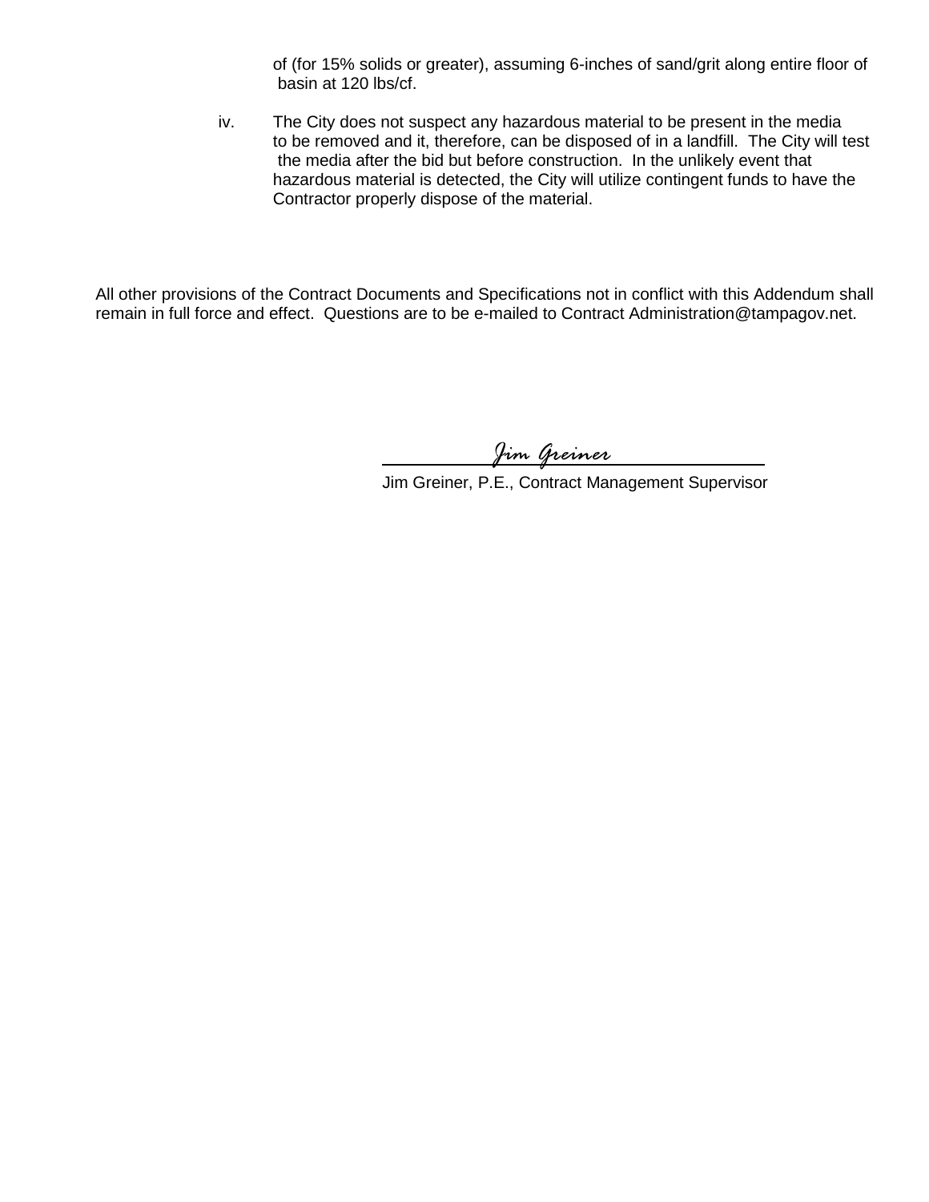of (for 15% solids or greater), assuming 6-inches of sand/grit along entire floor of basin at 120 lbs/cf.

iv. The City does not suspect any hazardous material to be present in the media to be removed and it, therefore, can be disposed of in a landfill. The City will test the media after the bid but before construction. In the unlikely event that hazardous material is detected, the City will utilize contingent funds to have the Contractor properly dispose of the material.

All other provisions of the Contract Documents and Specifications not in conflict with this Addendum shall remain in full force and effect. Questions are to be e-mailed to Contract Administration@tampagov.net.

*Jim Greiner*

Jim Greiner, P.E., Contract Management Supervisor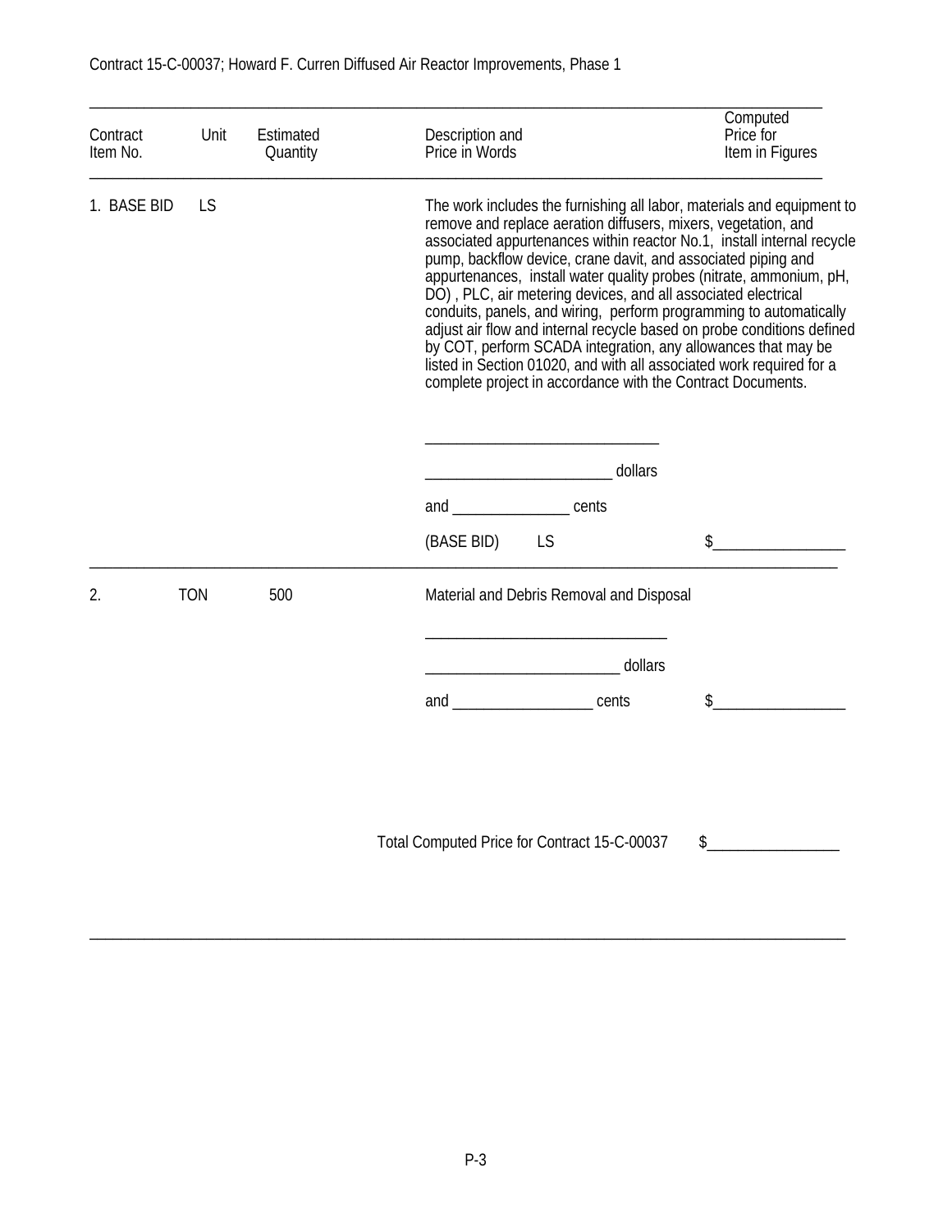| Contract Item No. | Unit | Estimated Quantity | Description and Price in Words | Computed Price for Item in Figures |
|---|---|---|---|---|
| 1. BASE BID | LS | | The work includes the furnishing all labor, materials and equipment to remove and replace aeration diffusers, mixers, vegetation, and associated appurtenances within reactor No.1, install internal recycle pump, backflow device, crane davit, and associated piping and appurtenances, install water quality probes (nitrate, ammonium, pH, DO) , PLC, air metering devices, and all associated electrical conduits, panels, and wiring, perform programming to automatically adjust air flow and internal recycle based on probe conditions defined by COT, perform SCADA integration, any allowances that may be listed in Section 01020, and with all associated work required for a complete project in accordance with the Contract Documents. <br><br> ____________________________ <br> ______________________ dollars <br> and ______________ cents <br> (BASE BID) LS | $________________ |
| 2. | TON | 500 | Material and Debris Removal and Disposal <br><br> ____________________________ <br> _______________________ dollars <br> and _________________ cents | $________________ |

Total Computed Price for Contract 15-C-00037 $________________